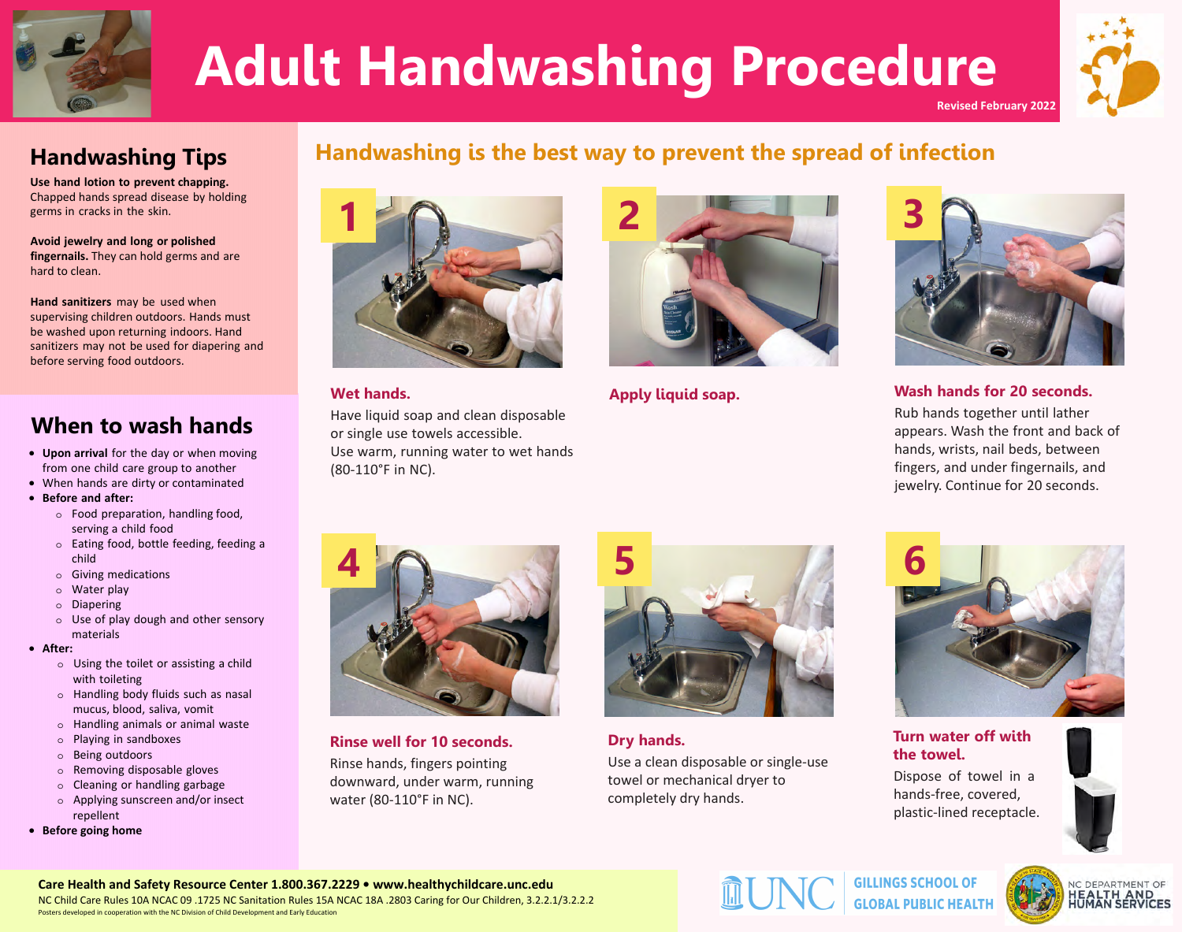# Adult Handwashing Procedure

Revised February 2022

## Handwashing Tips

**Use hand lotion to prevent chapping.** Chapped hands spread disease by holding germs in cracks in the skin.

**Avoid jewelry and long or polished fingernails.** They can hold germs and are hard to clean.

**Hand sanitizers** may be used when supervising children outdoors. Hands must be washed upon returning indoors. Hand sanitizers may not be used for diapering and before serving food outdoors.

## When to wash hands

- **Upon arrival** for the day or when moving from one child care group to another
- When hands are dirty or contaminated
- **Before and after:**
  - Food preparation, handling food, serving a child food
  - Eating food, bottle feeding, feeding a child
  - Giving medications
  - Water play
  - Diapering
  - Use of play dough and other sensory materials
- **After:**
  - Using the toilet or assisting a child with toileting
  - Handling body fluids such as nasal mucus, blood, saliva, vomit
  - Handling animals or animal waste
  - Playing in sandboxes
  - Being outdoors
  - Removing disposable gloves
  - Cleaning or handling garbage
  - Applying sunscreen and/or insect repellent
- **Before going home**

## Handwashing is the best way to prevent the spread of infection

**1**

### Wet hands.

Have liquid soap and clean disposable or single use towels accessible.
Use warm, running water to wet hands (80-110°F in NC).

**2**

### Apply liquid soap.

**3**

### Wash hands for 20 seconds.

Rub hands together until lather appears. Wash the front and back of hands, wrists, nail beds, between fingers, and under fingernails, and jewelry. Continue for 20 seconds.

**4**

### Rinse well for 10 seconds.

Rinse hands, fingers pointing downward, under warm, running water (80-110°F in NC).

**5**

### Dry hands.

Use a clean disposable or single-use towel or mechanical dryer to completely dry hands.

**6**

### Turn water off with the towel.

Dispose of towel in a hands-free, covered, plastic-lined receptacle.

**Care Health and Safety Resource Center 1.800.367.2229 • www.healthychildcare.unc.edu**

NC Child Care Rules 10A NCAC 09 .1725 NC Sanitation Rules 15A NCAC 18A .2803 Caring for Our Children, 3.2.2.1/3.2.2.2

Posters developed in cooperation with the NC Division of Child Development and Early Education

UNC Gillings School of Global Public Health

NC Department of Health and Human Services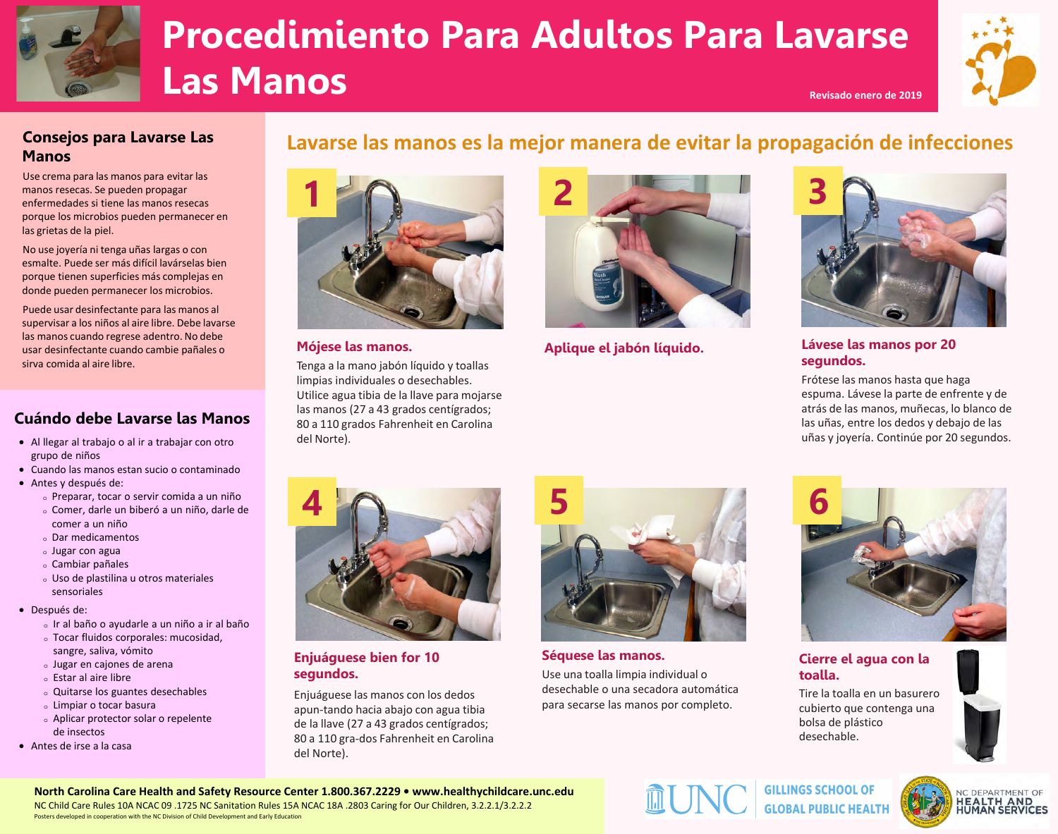# Procedimiento Para Adultos Para Lavarse Las Manos

Revisado enero de 2019

## Consejos para Lavarse Las Manos

Use crema para las manos para evitar las manos resecas. Se pueden propagar enfermedades si tiene las manos resecas porque los microbios pueden permanecer en las grietas de la piel.

No use joyería ni tenga uñas largas o con esmalte. Puede ser más difícil lavárselas bien porque tienen superficies más complejas en donde pueden permanecer los microbios.

Puede usar desinfectante para las manos al supervisar a los niños al aire libre. Debe lavarse las manos cuando regrese adentro. No debe usar desinfectante cuando cambie pañales o sirva comida al aire libre.

## Cuándo debe Lavarse las Manos

- Al llegar al trabajo o al ir a trabajar con otro grupo de niños
- Cuando las manos estan sucio o contaminado
- Antes y después de:
  - Preparar, tocar o servir comida a un niño
  - Comer, darle un biberó a un niño, darle de comer a un niño
  - Dar medicamentos
  - Jugar con agua
  - Cambiar pañales
  - Uso de plastilina u otros materiales sensoriales
- Después de:
  - Ir al baño o ayudarle a un niño a ir al baño
  - Tocar fluidos corporales: mucosidad, sangre, saliva, vómito
  - Jugar en cajones de arena
  - Estar al aire libre
  - Quitarse los guantes desechables
  - Limpiar o tocar basura
  - Aplicar protector solar o repelente de insectos
- Antes de irse a la casa

## Lavarse las manos es la mejor manera de evitar la propagación de infecciones

### 1 Mójese las manos.

Tenga a la mano jabón líquido y toallas limpias individuales o desechables. Utilice agua tibia de la llave para mojarse las manos (27 a 43 grados centígrados; 80 a 110 grados Fahrenheit en Carolina del Norte).

### 2 Aplique el jabón líquido.

### 3 Lávese las manos por 20 segundos.

Frótese las manos hasta que haga espuma. Lávese la parte de enfrente y de atrás de las manos, muñecas, lo blanco de las uñas, entre los dedos y debajo de las uñas y joyería. Continúe por 20 segundos.

### 4 Enjuáguese bien for 10 segundos.

Enjuáguese las manos con los dedos apun-tando hacia abajo con agua tibia de la llave (27 a 43 grados centígrados; 80 a 110 gra-dos Fahrenheit en Carolina del Norte).

### 5 Séquese las manos.

Use una toalla limpia individual o desechable o una secadora automática para secarse las manos por completo.

### 6 Cierre el agua con la toalla.

Tire la toalla en un basurero cubierto que contenga una bolsa de plástico desechable.

**North Carolina Care Health and Safety Resource Center 1.800.367.2229 • www.healthychildcare.unc.edu**

NC Child Care Rules 10A NCAC 09 .1725 NC Sanitation Rules 15A NCAC 18A .2803 Caring for Our Children, 3.2.2.1/3.2.2.2

Posters developed in cooperation with the NC Division of Child Development and Early Education

UNC GILLINGS SCHOOL OF GLOBAL PUBLIC HEALTH

NC DEPARTMENT OF HEALTH AND HUMAN SERVICES